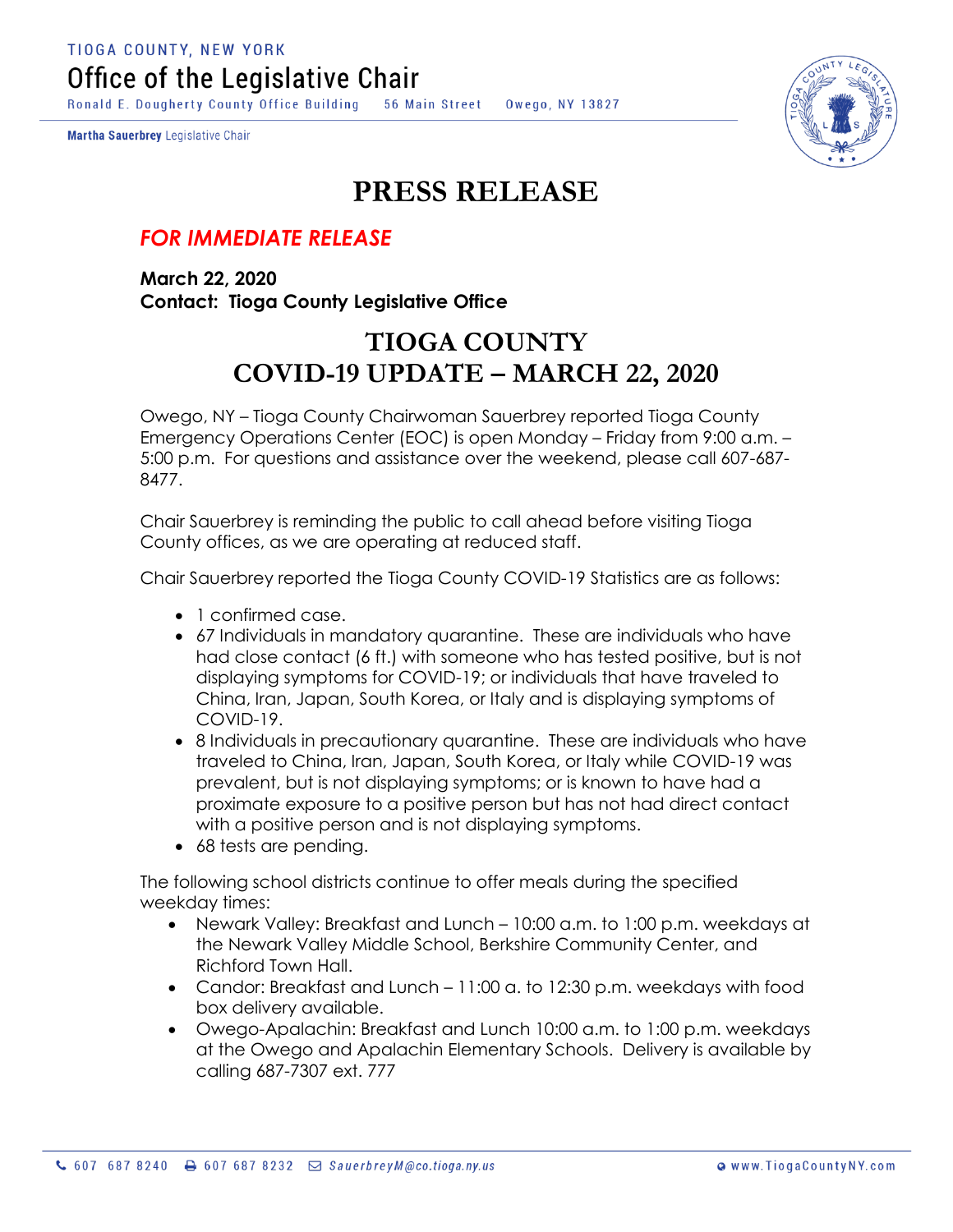TIOGA COUNTY, NEW YORK

# Office of the Legislative Chair

Ronald E. Dougherty County Office Building 56 Main Street Owego, NY 13827

**Martha Sauerbrey** Legislative Chair

# PRESS RELEASE

***FOR IMMEDIATE RELEASE***

**March 22, 2020**
**Contact: Tioga County Legislative Office**

## TIOGA COUNTY
## COVID-19 UPDATE – MARCH 22, 2020

Owego, NY – Tioga County Chairwoman Sauerbrey reported Tioga County Emergency Operations Center (EOC) is open Monday – Friday from 9:00 a.m. – 5:00 p.m. For questions and assistance over the weekend, please call 607-687-8477.

Chair Sauerbrey is reminding the public to call ahead before visiting Tioga County offices, as we are operating at reduced staff.

Chair Sauerbrey reported the Tioga County COVID-19 Statistics are as follows:

- 1 confirmed case.
- 67 Individuals in mandatory quarantine. These are individuals who have had close contact (6 ft.) with someone who has tested positive, but is not displaying symptoms for COVID-19; or individuals that have traveled to China, Iran, Japan, South Korea, or Italy and is displaying symptoms of COVID-19.
- 8 Individuals in precautionary quarantine. These are individuals who have traveled to China, Iran, Japan, South Korea, or Italy while COVID-19 was prevalent, but is not displaying symptoms; or is known to have had a proximate exposure to a positive person but has not had direct contact with a positive person and is not displaying symptoms.
- 68 tests are pending.

The following school districts continue to offer meals during the specified weekday times:

- Newark Valley: Breakfast and Lunch – 10:00 a.m. to 1:00 p.m. weekdays at the Newark Valley Middle School, Berkshire Community Center, and Richford Town Hall.
- Candor: Breakfast and Lunch – 11:00 a. to 12:30 p.m. weekdays with food box delivery available.
- Owego-Apalachin: Breakfast and Lunch 10:00 a.m. to 1:00 p.m. weekdays at the Owego and Apalachin Elementary Schools. Delivery is available by calling 687-7307 ext. 777

607 687 8240 | 607 687 8232 | SauerbreyM@co.tioga.ny.us | www.TiogaCountyNY.com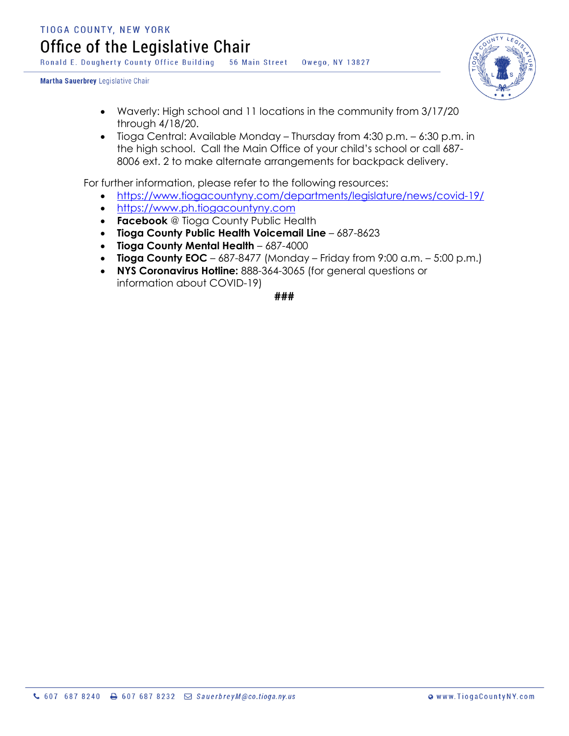- Waverly: High school and 11 locations in the community from 3/17/20 through 4/18/20.
- Tioga Central: Available Monday – Thursday from 4:30 p.m. – 6:30 p.m. in the high school. Call the Main Office of your child's school or call 687-8006 ext. 2 to make alternate arrangements for backpack delivery.

For further information, please refer to the following resources:

- https://www.tiogacountyny.com/departments/legislature/news/covid-19/
- https://www.ph.tiogacountyny.com
- **Facebook** @ Tioga County Public Health
- **Tioga County Public Health Voicemail Line** – 687-8623
- **Tioga County Mental Health** – 687-4000
- **Tioga County EOC** – 687-8477 (Monday – Friday from 9:00 a.m. – 5:00 p.m.)
- **NYS Coronavirus Hotline:** 888-364-3065 (for general questions or information about COVID-19)

###